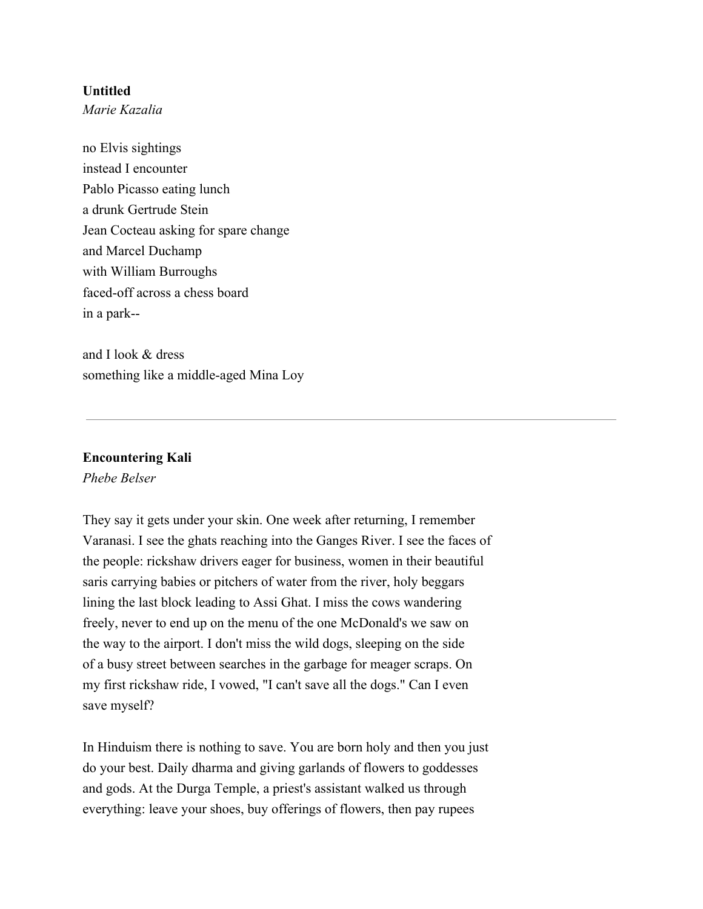**Untitled**

*Marie Kazalia*

no Elvis sightings  
instead I encounter  
Pablo Picasso eating lunch  
a drunk Gertrude Stein  
Jean Cocteau asking for spare change  
and Marcel Duchamp  
with William Burroughs  
faced-off across a chess board  
in a park--

and I look & dress  
something like a middle-aged Mina Loy

---

**Encountering Kali**

*Phebe Belser*

They say it gets under your skin. One week after returning, I remember Varanasi. I see the ghats reaching into the Ganges River. I see the faces of the people: rickshaw drivers eager for business, women in their beautiful saris carrying babies or pitchers of water from the river, holy beggars lining the last block leading to Assi Ghat. I miss the cows wandering freely, never to end up on the menu of the one McDonald's we saw on the way to the airport. I don't miss the wild dogs, sleeping on the side of a busy street between searches in the garbage for meager scraps. On my first rickshaw ride, I vowed, "I can't save all the dogs." Can I even save myself?

In Hinduism there is nothing to save. You are born holy and then you just do your best. Daily dharma and giving garlands of flowers to goddesses and gods. At the Durga Temple, a priest's assistant walked us through everything: leave your shoes, buy offerings of flowers, then pay rupees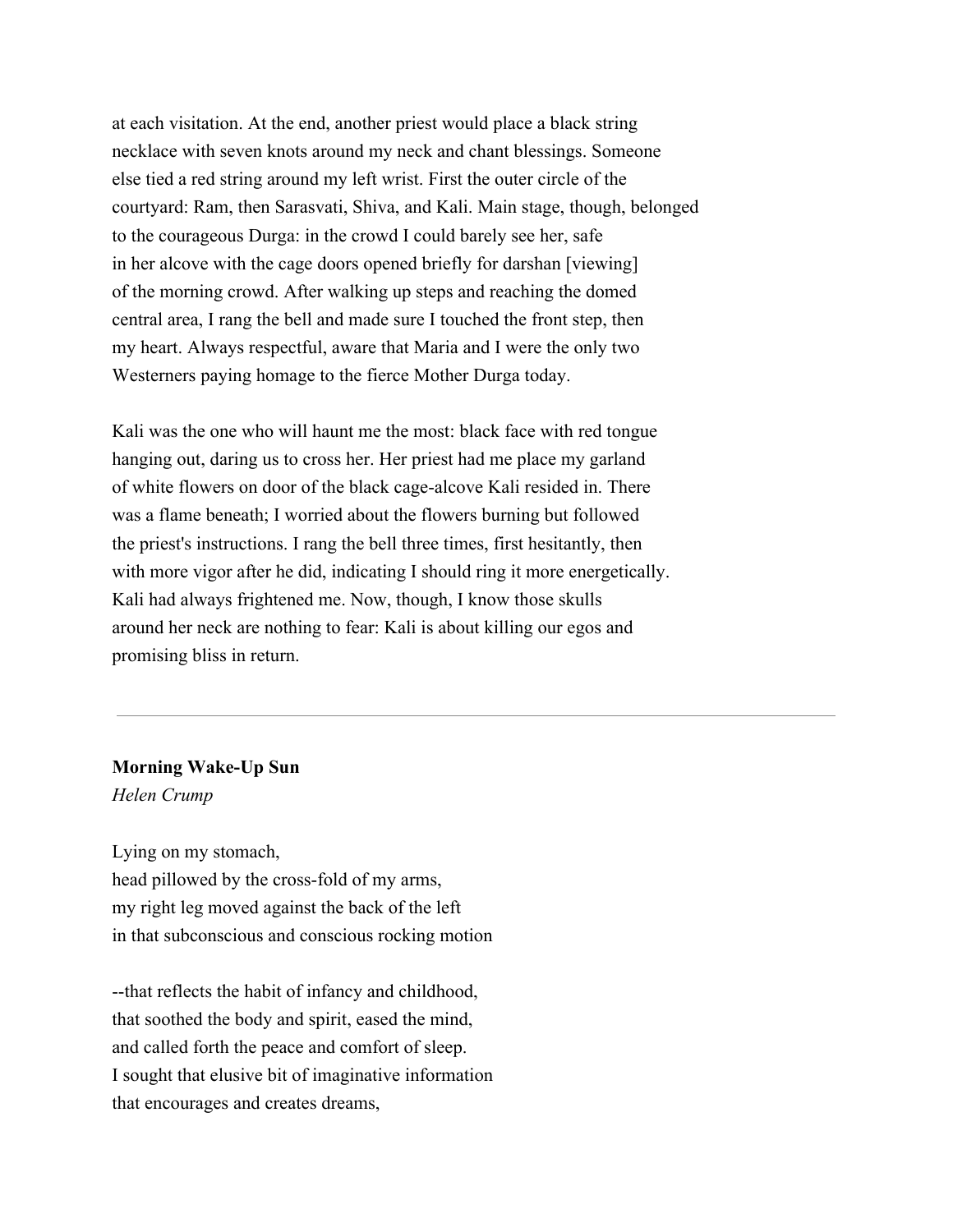at each visitation. At the end, another priest would place a black string necklace with seven knots around my neck and chant blessings. Someone else tied a red string around my left wrist. First the outer circle of the courtyard: Ram, then Sarasvati, Shiva, and Kali. Main stage, though, belonged to the courageous Durga: in the crowd I could barely see her, safe in her alcove with the cage doors opened briefly for darshan [viewing] of the morning crowd. After walking up steps and reaching the domed central area, I rang the bell and made sure I touched the front step, then my heart. Always respectful, aware that Maria and I were the only two Westerners paying homage to the fierce Mother Durga today.

Kali was the one who will haunt me the most: black face with red tongue hanging out, daring us to cross her. Her priest had me place my garland of white flowers on door of the black cage-alcove Kali resided in. There was a flame beneath; I worried about the flowers burning but followed the priest's instructions. I rang the bell three times, first hesitantly, then with more vigor after he did, indicating I should ring it more energetically. Kali had always frightened me. Now, though, I know those skulls around her neck are nothing to fear: Kali is about killing our egos and promising bliss in return.

---

**Morning Wake-Up Sun**

*Helen Crump*

Lying on my stomach,
head pillowed by the cross-fold of my arms,
my right leg moved against the back of the left
in that subconscious and conscious rocking motion

--that reflects the habit of infancy and childhood,
that soothed the body and spirit, eased the mind,
and called forth the peace and comfort of sleep.
I sought that elusive bit of imaginative information
that encourages and creates dreams,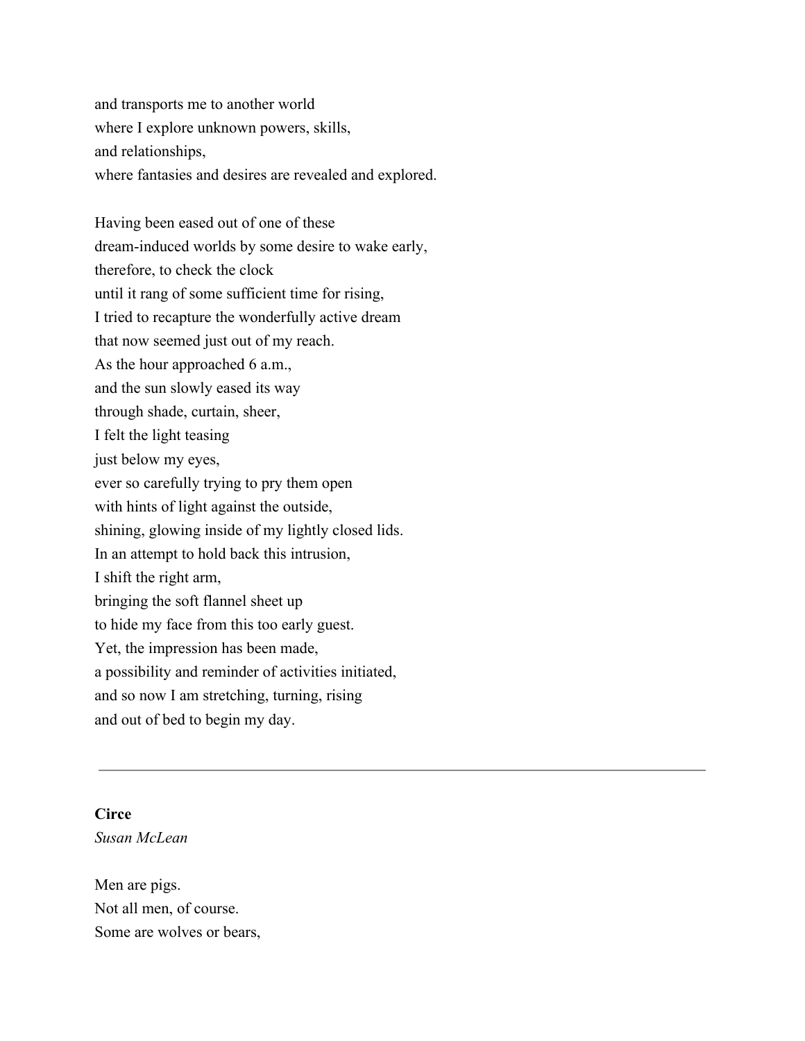and transports me to another world
where I explore unknown powers, skills,
and relationships,
where fantasies and desires are revealed and explored.

Having been eased out of one of these
dream-induced worlds by some desire to wake early,
therefore, to check the clock
until it rang of some sufficient time for rising,
I tried to recapture the wonderfully active dream
that now seemed just out of my reach.
As the hour approached 6 a.m.,
and the sun slowly eased its way
through shade, curtain, sheer,
I felt the light teasing
just below my eyes,
ever so carefully trying to pry them open
with hints of light against the outside,
shining, glowing inside of my lightly closed lids.
In an attempt to hold back this intrusion,
I shift the right arm,
bringing the soft flannel sheet up
to hide my face from this too early guest.
Yet, the impression has been made,
a possibility and reminder of activities initiated,
and so now I am stretching, turning, rising
and out of bed to begin my day.

---

**Circe**
*Susan McLean*

Men are pigs.
Not all men, of course.
Some are wolves or bears,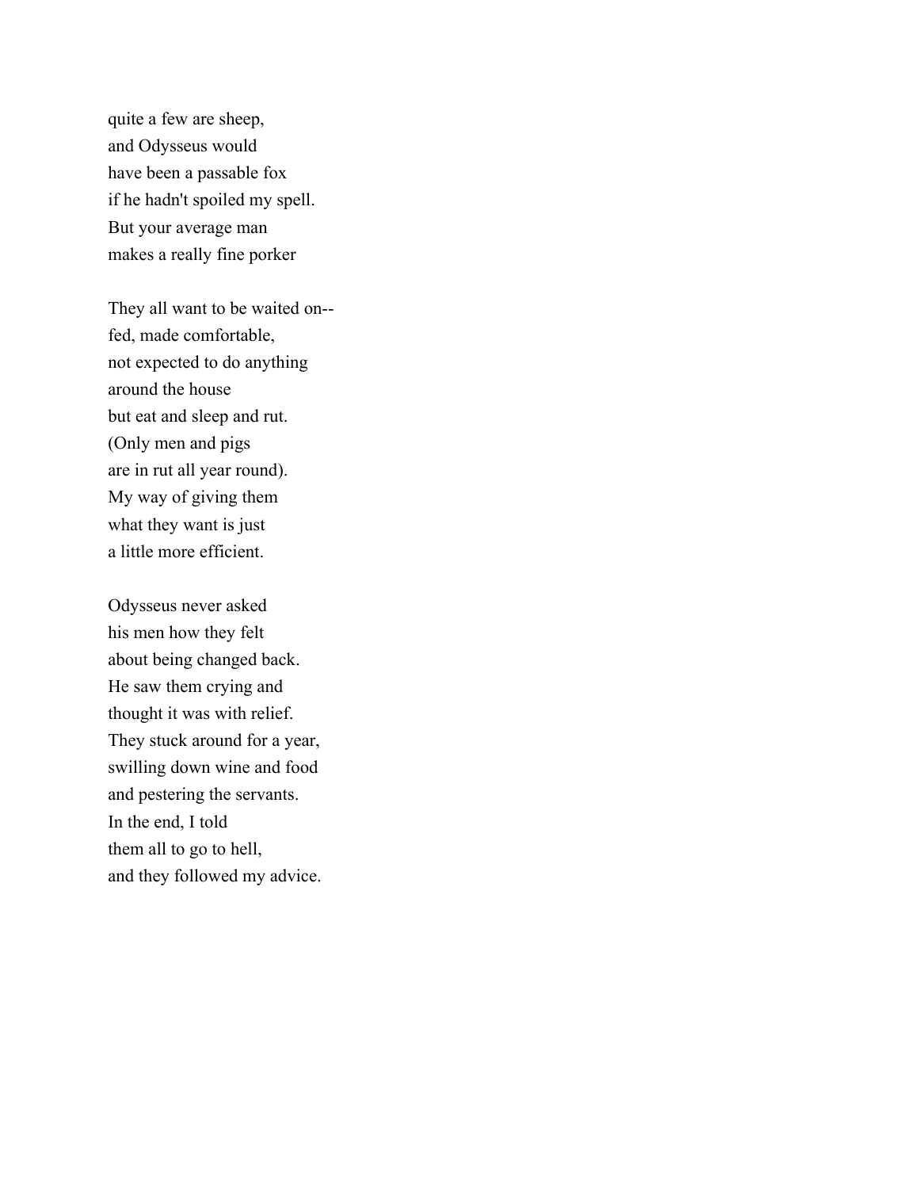quite a few are sheep,  
and Odysseus would  
have been a passable fox  
if he hadn't spoiled my spell.  
But your average man  
makes a really fine porker

They all want to be waited on--  
fed, made comfortable,  
not expected to do anything  
around the house  
but eat and sleep and rut.  
(Only men and pigs  
are in rut all year round).  
My way of giving them  
what they want is just  
a little more efficient.

Odysseus never asked  
his men how they felt  
about being changed back.  
He saw them crying and  
thought it was with relief.  
They stuck around for a year,  
swilling down wine and food  
and pestering the servants.  
In the end, I told  
them all to go to hell,  
and they followed my advice.